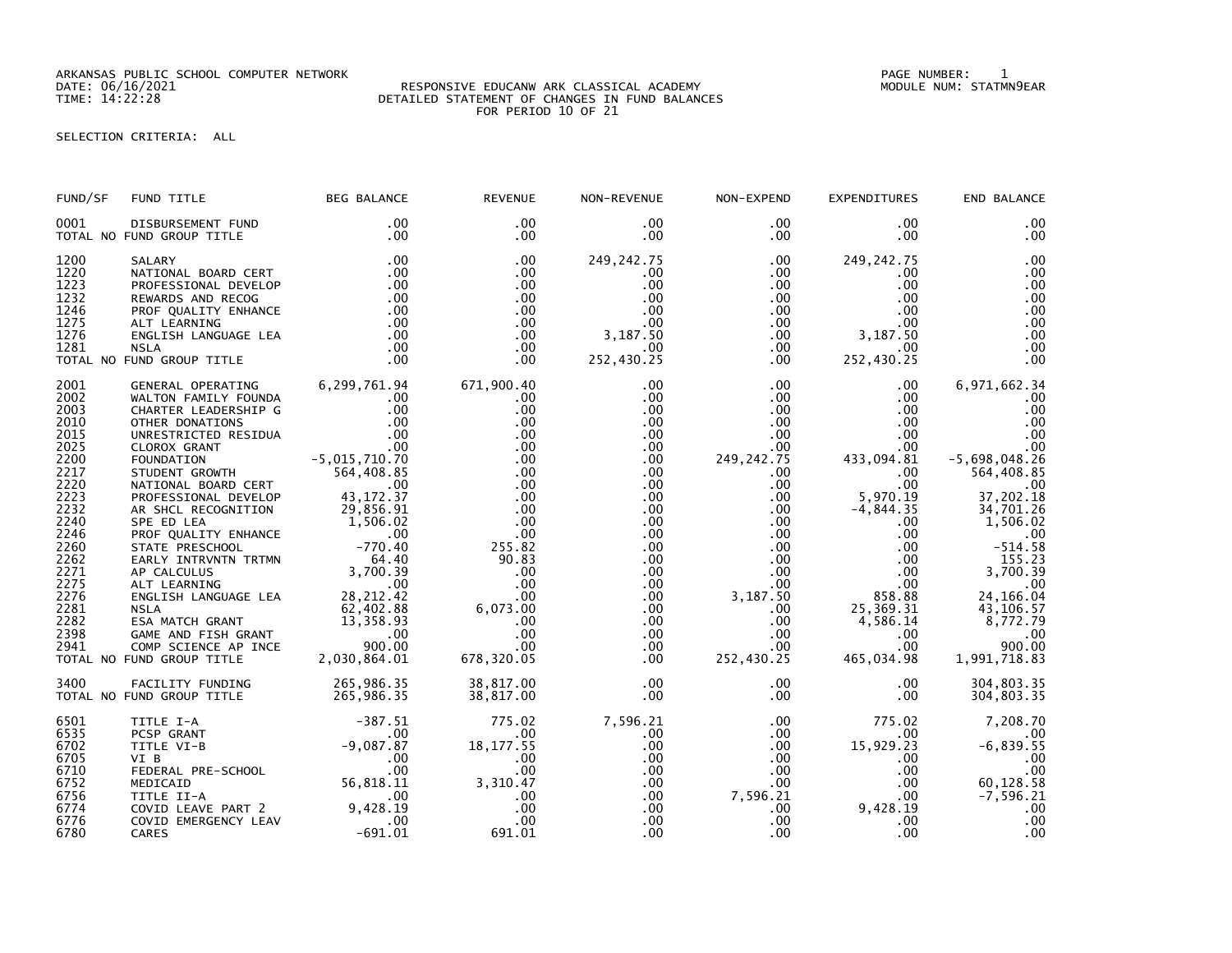ARKANSAS PUBLIC SCHOOL COMPUTER NETWORK
DATE: 06/16/2021
TIME: 14:22:28

RESPONSIVE EDUCANW ARK CLASSICAL ACADEMY
DETAILED STATEMENT OF CHANGES IN FUND BALANCES
FOR PERIOD 10 OF 21

PAGE NUMBER: 1
MODULE NUM: STATMN9EAR

SELECTION CRITERIA: ALL

| FUND/SF | FUND TITLE | BEG BALANCE | REVENUE | NON-REVENUE | NON-EXPEND | EXPENDITURES | END BALANCE |
|---|---|---|---|---|---|---|---|
| 0001 | DISBURSEMENT FUND | .00 | .00 | .00 | .00 | .00 | .00 |
| TOTAL NO | FUND GROUP TITLE | .00 | .00 | .00 | .00 | .00 | .00 |
| 1200 | SALARY | .00 | .00 | 249,242.75 | .00 | 249,242.75 | .00 |
| 1220 | NATIONAL BOARD CERT | .00 | .00 | .00 | .00 | .00 | .00 |
| 1223 | PROFESSIONAL DEVELOP | .00 | .00 | .00 | .00 | .00 | .00 |
| 1232 | REWARDS AND RECOG | .00 | .00 | .00 | .00 | .00 | .00 |
| 1246 | PROF QUALITY ENHANCE | .00 | .00 | .00 | .00 | .00 | .00 |
| 1275 | ALT LEARNING | .00 | .00 | .00 | .00 | .00 | .00 |
| 1276 | ENGLISH LANGUAGE LEA | .00 | .00 | 3,187.50 | .00 | 3,187.50 | .00 |
| 1281 | NSLA | .00 | .00 | .00 | .00 | .00 | .00 |
| TOTAL NO | FUND GROUP TITLE | .00 | .00 | 252,430.25 | .00 | 252,430.25 | .00 |
| 2001 | GENERAL OPERATING | 6,299,761.94 | 671,900.40 | .00 | .00 | .00 | 6,971,662.34 |
| 2002 | WALTON FAMILY FOUNDA | .00 | .00 | .00 | .00 | .00 | .00 |
| 2003 | CHARTER LEADERSHIP G | .00 | .00 | .00 | .00 | .00 | .00 |
| 2010 | OTHER DONATIONS | .00 | .00 | .00 | .00 | .00 | .00 |
| 2015 | UNRESTRICTED RESIDUA | .00 | .00 | .00 | .00 | .00 | .00 |
| 2025 | CLOROX GRANT | .00 | .00 | .00 | .00 | .00 | .00 |
| 2200 | FOUNDATION | -5,015,710.70 | .00 | .00 | 249,242.75 | 433,094.81 | -5,698,048.26 |
| 2217 | STUDENT GROWTH | 564,408.85 | .00 | .00 | .00 | .00 | 564,408.85 |
| 2220 | NATIONAL BOARD CERT | .00 | .00 | .00 | .00 | .00 | .00 |
| 2223 | PROFESSIONAL DEVELOP | 43,172.37 | .00 | .00 | .00 | 5,970.19 | 37,202.18 |
| 2232 | AR SHCL RECOGNITION | 29,856.91 | .00 | .00 | .00 | -4,844.35 | 34,701.26 |
| 2240 | SPE ED LEA | 1,506.02 | .00 | .00 | .00 | .00 | 1,506.02 |
| 2246 | PROF QUALITY ENHANCE | .00 | .00 | .00 | .00 | .00 | .00 |
| 2260 | STATE PRESCHOOL | -770.40 | 255.82 | .00 | .00 | .00 | -514.58 |
| 2262 | EARLY INTRVNTN TRTMN | 64.40 | 90.83 | .00 | .00 | .00 | 155.23 |
| 2271 | AP CALCULUS | 3,700.39 | .00 | .00 | .00 | .00 | 3,700.39 |
| 2275 | ALT LEARNING | .00 | .00 | .00 | .00 | .00 | .00 |
| 2276 | ENGLISH LANGUAGE LEA | 28,212.42 | .00 | .00 | 3,187.50 | 858.88 | 24,166.04 |
| 2281 | NSLA | 62,402.88 | 6,073.00 | .00 | .00 | 25,369.31 | 43,106.57 |
| 2282 | ESA MATCH GRANT | 13,358.93 | .00 | .00 | .00 | 4,586.14 | 8,772.79 |
| 2398 | GAME AND FISH GRANT | .00 | .00 | .00 | .00 | .00 | .00 |
| 2941 | COMP SCIENCE AP INCE | 900.00 | .00 | .00 | .00 | .00 | 900.00 |
| TOTAL NO | FUND GROUP TITLE | 2,030,864.01 | 678,320.05 | .00 | 252,430.25 | 465,034.98 | 1,991,718.83 |
| 3400 | FACILITY FUNDING | 265,986.35 | 38,817.00 | .00 | .00 | .00 | 304,803.35 |
| TOTAL NO | FUND GROUP TITLE | 265,986.35 | 38,817.00 | .00 | .00 | .00 | 304,803.35 |
| 6501 | TITLE I-A | -387.51 | 775.02 | 7,596.21 | .00 | 775.02 | 7,208.70 |
| 6535 | PCSP GRANT | .00 | .00 | .00 | .00 | .00 | .00 |
| 6702 | TITLE VI-B | -9,087.87 | 18,177.55 | .00 | .00 | 15,929.23 | -6,839.55 |
| 6705 | VI B | .00 | .00 | .00 | .00 | .00 | .00 |
| 6710 | FEDERAL PRE-SCHOOL | .00 | .00 | .00 | .00 | .00 | .00 |
| 6752 | MEDICAID | 56,818.11 | 3,310.47 | .00 | .00 | .00 | 60,128.58 |
| 6756 | TITLE II-A | .00 | .00 | .00 | 7,596.21 | .00 | -7,596.21 |
| 6774 | COVID LEAVE PART 2 | 9,428.19 | .00 | .00 | .00 | 9,428.19 | .00 |
| 6776 | COVID EMERGENCY LEAV | .00 | .00 | .00 | .00 | .00 | .00 |
| 6780 | CARES | -691.01 | 691.01 | .00 | .00 | .00 | .00 |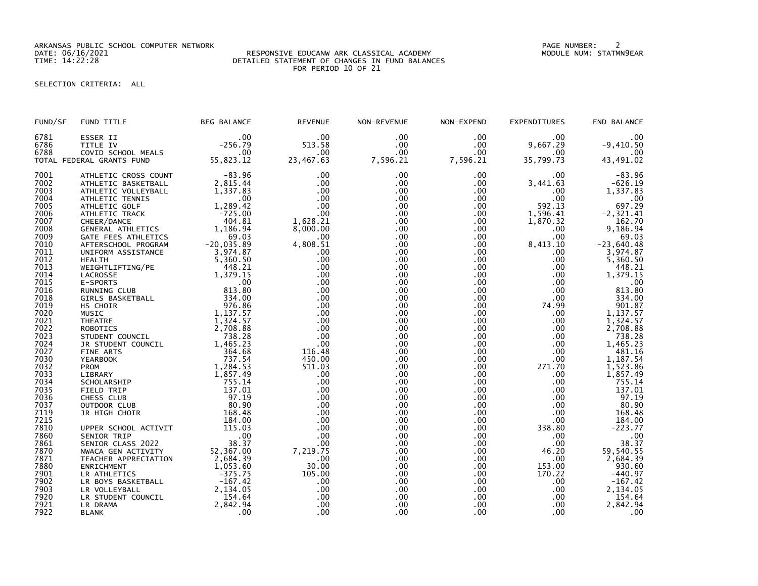ARKANSAS PUBLIC SCHOOL COMPUTER NETWORK
DATE: 06/16/2021
TIME: 14:22:28

RESPONSIVE EDUCANW ARK CLASSICAL ACADEMY
DETAILED STATEMENT OF CHANGES IN FUND BALANCES
FOR PERIOD 10 OF 21

PAGE NUMBER: 2
MODULE NUM: STATMN9EAR

SELECTION CRITERIA: ALL

| FUND/SF | FUND TITLE | BEG BALANCE | REVENUE | NON-REVENUE | NON-EXPEND | EXPENDITURES | END BALANCE |
|---|---|---|---|---|---|---|---|
| 6781 | ESSER II | .00 | .00 | .00 | .00 | .00 | .00 |
| 6786 | TITLE IV | -256.79 | 513.58 | .00 | .00 | 9,667.29 | -9,410.50 |
| 6788 | COVID SCHOOL MEALS | .00 | .00 | .00 | .00 | .00 | .00 |
| TOTAL FEDERAL GRANTS FUND | | 55,823.12 | 23,467.63 | 7,596.21 | 7,596.21 | 35,799.73 | 43,491.02 |
| 7001 | ATHLETIC CROSS COUNT | -83.96 | .00 | .00 | .00 | .00 | -83.96 |
| 7002 | ATHLETIC BASKETBALL | 2,815.44 | .00 | .00 | .00 | 3,441.63 | -626.19 |
| 7003 | ATHLETIC VOLLEYBALL | 1,337.83 | .00 | .00 | .00 | .00 | 1,337.83 |
| 7004 | ATHLETIC TENNIS | .00 | .00 | .00 | .00 | .00 | .00 |
| 7005 | ATHLETIC GOLF | 1,289.42 | .00 | .00 | .00 | 592.13 | 697.29 |
| 7006 | ATHLETIC TRACK | -725.00 | .00 | .00 | .00 | 1,596.41 | -2,321.41 |
| 7007 | CHEER/DANCE | 404.81 | 1,628.21 | .00 | .00 | 1,870.32 | 162.70 |
| 7008 | GENERAL ATHLETICS | 1,186.94 | 8,000.00 | .00 | .00 | .00 | 9,186.94 |
| 7009 | GATE FEES ATHLETICS | 69.03 | .00 | .00 | .00 | .00 | 69.03 |
| 7010 | AFTERSCHOOL PROGRAM | -20,035.89 | 4,808.51 | .00 | .00 | 8,413.10 | -23,640.48 |
| 7011 | UNIFORM ASSISTANCE | 3,974.87 | .00 | .00 | .00 | .00 | 3,974.87 |
| 7012 | HEALTH | 5,360.50 | .00 | .00 | .00 | .00 | 5,360.50 |
| 7013 | WEIGHTLIFTING/PE | 448.21 | .00 | .00 | .00 | .00 | 448.21 |
| 7014 | LACROSSE | 1,379.15 | .00 | .00 | .00 | .00 | 1,379.15 |
| 7015 | E-SPORTS | .00 | .00 | .00 | .00 | .00 | .00 |
| 7016 | RUNNING CLUB | 813.80 | .00 | .00 | .00 | .00 | 813.80 |
| 7018 | GIRLS BASKETBALL | 334.00 | .00 | .00 | .00 | .00 | 334.00 |
| 7019 | HS CHOIR | 976.86 | .00 | .00 | .00 | 74.99 | 901.87 |
| 7020 | MUSIC | 1,137.57 | .00 | .00 | .00 | .00 | 1,137.57 |
| 7021 | THEATRE | 1,324.57 | .00 | .00 | .00 | .00 | 1,324.57 |
| 7022 | ROBOTICS | 2,708.88 | .00 | .00 | .00 | .00 | 2,708.88 |
| 7023 | STUDENT COUNCIL | 738.28 | .00 | .00 | .00 | .00 | 738.28 |
| 7024 | JR STUDENT COUNCIL | 1,465.23 | .00 | .00 | .00 | .00 | 1,465.23 |
| 7027 | FINE ARTS | 364.68 | 116.48 | .00 | .00 | .00 | 481.16 |
| 7030 | YEARBOOK | 737.54 | 450.00 | .00 | .00 | .00 | 1,187.54 |
| 7032 | PROM | 1,284.53 | 511.03 | .00 | .00 | 271.70 | 1,523.86 |
| 7033 | LIBRARY | 1,857.49 | .00 | .00 | .00 | .00 | 1,857.49 |
| 7034 | SCHOLARSHIP | 755.14 | .00 | .00 | .00 | .00 | 755.14 |
| 7035 | FIELD TRIP | 137.01 | .00 | .00 | .00 | .00 | 137.01 |
| 7036 | CHESS CLUB | 97.19 | .00 | .00 | .00 | .00 | 97.19 |
| 7037 | OUTDOOR CLUB | 80.90 | .00 | .00 | .00 | .00 | 80.90 |
| 7119 | JR HIGH CHOIR | 168.48 | .00 | .00 | .00 | .00 | 168.48 |
| 7215 | | 184.00 | .00 | .00 | .00 | .00 | 184.00 |
| 7810 | UPPER SCHOOL ACTIVIT | 115.03 | .00 | .00 | .00 | 338.80 | -223.77 |
| 7860 | SENIOR TRIP | .00 | .00 | .00 | .00 | .00 | .00 |
| 7861 | SENIOR CLASS 2022 | 38.37 | .00 | .00 | .00 | .00 | 38.37 |
| 7870 | NWACA GEN ACTIVITY | 52,367.00 | 7,219.75 | .00 | .00 | 46.20 | 59,540.55 |
| 7871 | TEACHER APPRECIATION | 2,684.39 | .00 | .00 | .00 | .00 | 2,684.39 |
| 7880 | ENRICHMENT | 1,053.60 | 30.00 | .00 | .00 | 153.00 | 930.60 |
| 7901 | LR ATHLETICS | -375.75 | 105.00 | .00 | .00 | 170.22 | -440.97 |
| 7902 | LR BOYS BASKETBALL | -167.42 | .00 | .00 | .00 | .00 | -167.42 |
| 7903 | LR VOLLEYBALL | 2,134.05 | .00 | .00 | .00 | .00 | 2,134.05 |
| 7920 | LR STUDENT COUNCIL | 154.64 | .00 | .00 | .00 | .00 | 154.64 |
| 7921 | LR DRAMA | 2,842.94 | .00 | .00 | .00 | .00 | 2,842.94 |
| 7922 | BLANK | .00 | .00 | .00 | .00 | .00 | .00 |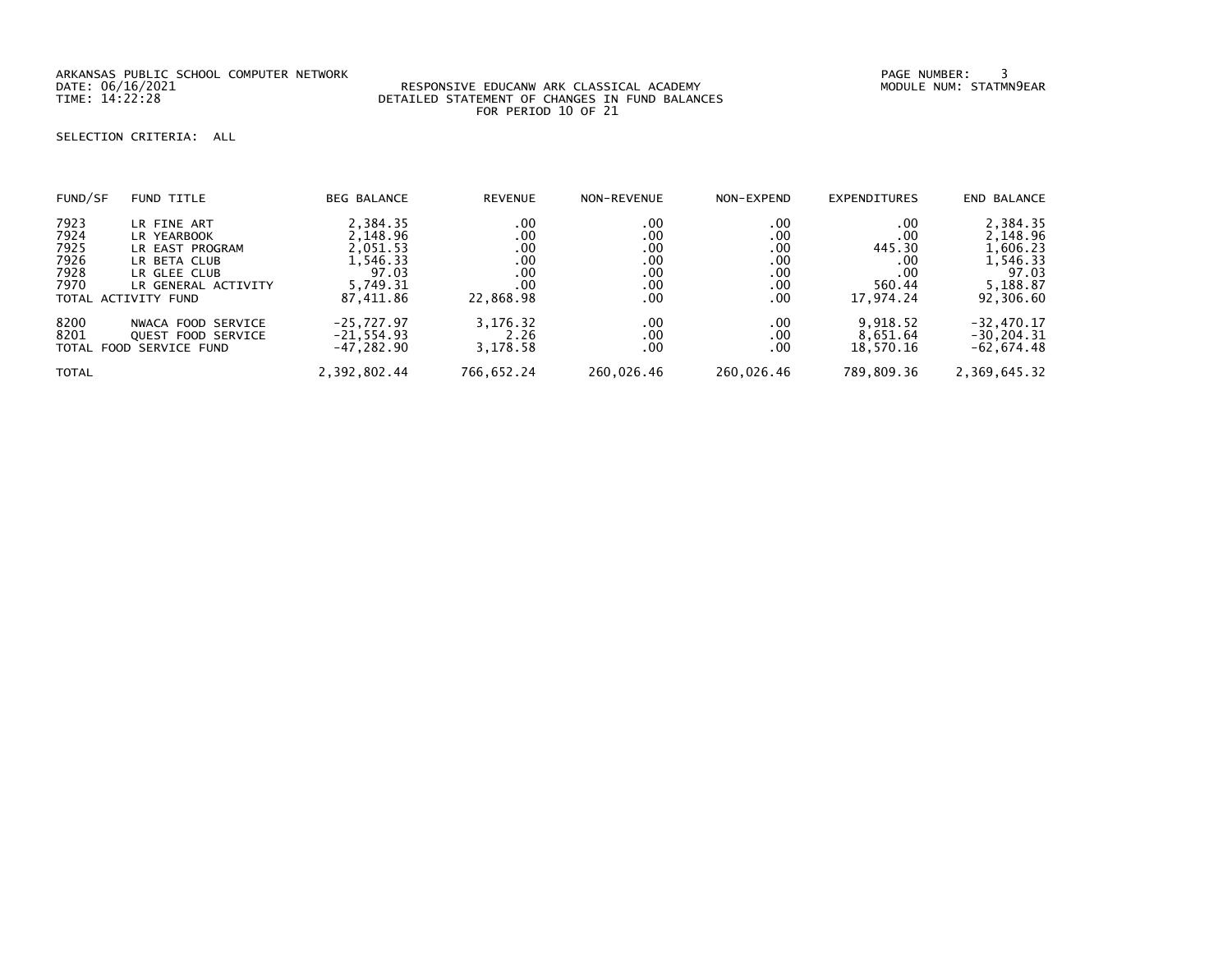ARKANSAS PUBLIC SCHOOL COMPUTER NETWORK
DATE: 06/16/2021
TIME: 14:22:28

RESPONSIVE EDUCANW ARK CLASSICAL ACADEMY
DETAILED STATEMENT OF CHANGES IN FUND BALANCES
FOR PERIOD 10 OF 21

PAGE NUMBER: 3
MODULE NUM: STATMN9EAR

SELECTION CRITERIA: ALL

| FUND/SF | FUND TITLE | BEG BALANCE | REVENUE | NON-REVENUE | NON-EXPEND | EXPENDITURES | END BALANCE |
|---|---|---|---|---|---|---|---|
| 7923 | LR FINE ART | 2,384.35 | .00 | .00 | .00 | .00 | 2,384.35 |
| 7924 | LR YEARBOOK | 2,148.96 | .00 | .00 | .00 | .00 | 2,148.96 |
| 7925 | LR EAST PROGRAM | 2,051.53 | .00 | .00 | .00 | 445.30 | 1,606.23 |
| 7926 | LR BETA CLUB | 1,546.33 | .00 | .00 | .00 | .00 | 1,546.33 |
| 7928 | LR GLEE CLUB | 97.03 | .00 | .00 | .00 | .00 | 97.03 |
| 7970 | LR GENERAL ACTIVITY | 5,749.31 | .00 | .00 | .00 | 560.44 | 5,188.87 |
| TOTAL ACTIVITY FUND | | 87,411.86 | 22,868.98 | .00 | .00 | 17,974.24 | 92,306.60 |
| | | | | | | | |
| 8200 | NWACA FOOD SERVICE | -25,727.97 | 3,176.32 | .00 | .00 | 9,918.52 | -32,470.17 |
| 8201 | QUEST FOOD SERVICE | -21,554.93 | 2.26 | .00 | .00 | 8,651.64 | -30,204.31 |
| TOTAL FOOD SERVICE FUND | | -47,282.90 | 3,178.58 | .00 | .00 | 18,570.16 | -62,674.48 |
| | | | | | | | |
| TOTAL | | 2,392,802.44 | 766,652.24 | 260,026.46 | 260,026.46 | 789,809.36 | 2,369,645.32 |